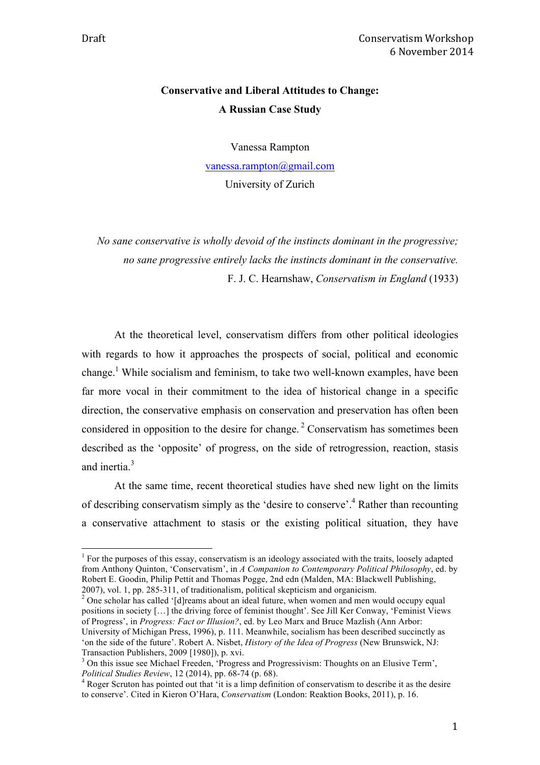# Conservative and Liberal Attitudes to Change: A Russian Case Study

Vanessa Rampton

vanessa.rampton@gmail.com

University of Zurich

*No sane conservative is wholly devoid of the instincts dominant in the progressive; no sane progressive entirely lacks the instincts dominant in the conservative.*
F. J. C. Hearnshaw, *Conservatism in England* (1933)

At the theoretical level, conservatism differs from other political ideologies with regards to how it approaches the prospects of social, political and economic change.[1] While socialism and feminism, to take two well-known examples, have been far more vocal in their commitment to the idea of historical change in a specific direction, the conservative emphasis on conservation and preservation has often been considered in opposition to the desire for change.[2] Conservatism has sometimes been described as the 'opposite' of progress, on the side of retrogression, reaction, stasis and inertia.[3]

At the same time, recent theoretical studies have shed new light on the limits of describing conservatism simply as the 'desire to conserve'.[4] Rather than recounting a conservative attachment to stasis or the existing political situation, they have

---

[1] For the purposes of this essay, conservatism is an ideology associated with the traits, loosely adapted from Anthony Quinton, 'Conservatism', in *A Companion to Contemporary Political Philosophy*, ed. by Robert E. Goodin, Philip Pettit and Thomas Pogge, 2nd edn (Malden, MA: Blackwell Publishing, 2007), vol. 1, pp. 285-311, of traditionalism, political skepticism and organicism.

[2] One scholar has called '[d]reams about an ideal future, when women and men would occupy equal positions in society […] the driving force of feminist thought'. See Jill Ker Conway, 'Feminist Views of Progress', in *Progress: Fact or Illusion?*, ed. by Leo Marx and Bruce Mazlish (Ann Arbor: University of Michigan Press, 1996), p. 111. Meanwhile, socialism has been described succinctly as 'on the side of the future'. Robert A. Nisbet, *History of the Idea of Progress* (New Brunswick, NJ: Transaction Publishers, 2009 [1980]), p. xvi.

[3] On this issue see Michael Freeden, 'Progress and Progressivism: Thoughts on an Elusive Term', *Political Studies Review*, 12 (2014), pp. 68-74 (p. 68).

[4] Roger Scruton has pointed out that 'it is a limp definition of conservatism to describe it as the desire to conserve'. Cited in Kieron O'Hara, *Conservatism* (London: Reaktion Books, 2011), p. 16.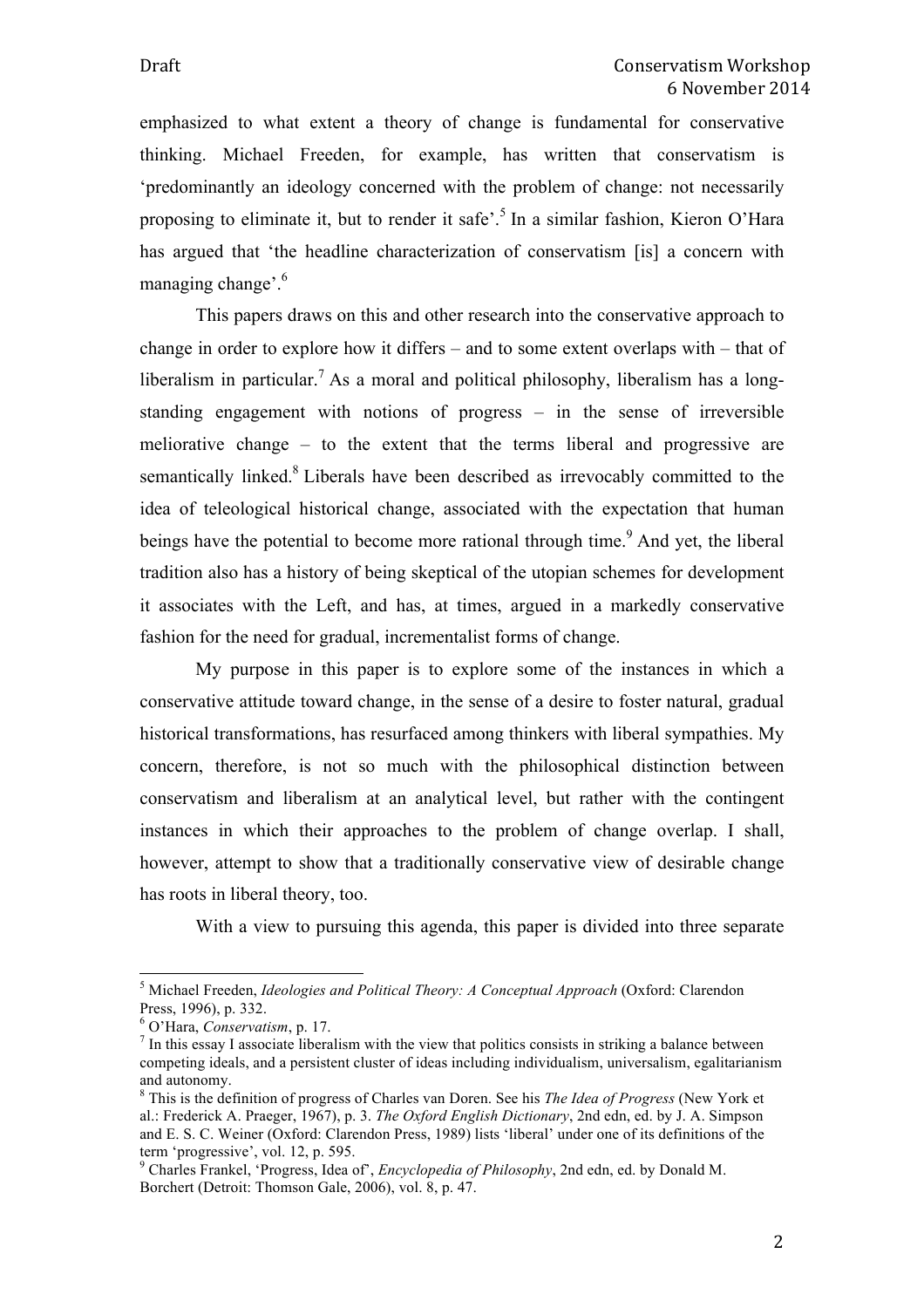emphasized to what extent a theory of change is fundamental for conservative thinking. Michael Freeden, for example, has written that conservatism is 'predominantly an ideology concerned with the problem of change: not necessarily proposing to eliminate it, but to render it safe'.[5] In a similar fashion, Kieron O'Hara has argued that 'the headline characterization of conservatism [is] a concern with managing change'.[6]

This papers draws on this and other research into the conservative approach to change in order to explore how it differs – and to some extent overlaps with – that of liberalism in particular.[7] As a moral and political philosophy, liberalism has a long-standing engagement with notions of progress – in the sense of irreversible meliorative change – to the extent that the terms liberal and progressive are semantically linked.[8] Liberals have been described as irrevocably committed to the idea of teleological historical change, associated with the expectation that human beings have the potential to become more rational through time.[9] And yet, the liberal tradition also has a history of being skeptical of the utopian schemes for development it associates with the Left, and has, at times, argued in a markedly conservative fashion for the need for gradual, incrementalist forms of change.

My purpose in this paper is to explore some of the instances in which a conservative attitude toward change, in the sense of a desire to foster natural, gradual historical transformations, has resurfaced among thinkers with liberal sympathies. My concern, therefore, is not so much with the philosophical distinction between conservatism and liberalism at an analytical level, but rather with the contingent instances in which their approaches to the problem of change overlap. I shall, however, attempt to show that a traditionally conservative view of desirable change has roots in liberal theory, too.

With a view to pursuing this agenda, this paper is divided into three separate

---

[5] Michael Freeden, *Ideologies and Political Theory: A Conceptual Approach* (Oxford: Clarendon Press, 1996), p. 332.

[6] O'Hara, *Conservatism*, p. 17.

[7] In this essay I associate liberalism with the view that politics consists in striking a balance between competing ideals, and a persistent cluster of ideas including individualism, universalism, egalitarianism and autonomy.

[8] This is the definition of progress of Charles van Doren. See his *The Idea of Progress* (New York et al.: Frederick A. Praeger, 1967), p. 3. *The Oxford English Dictionary*, 2nd edn, ed. by J. A. Simpson and E. S. C. Weiner (Oxford: Clarendon Press, 1989) lists 'liberal' under one of its definitions of the term 'progressive', vol. 12, p. 595.

[9] Charles Frankel, 'Progress, Idea of', *Encyclopedia of Philosophy*, 2nd edn, ed. by Donald M. Borchert (Detroit: Thomson Gale, 2006), vol. 8, p. 47.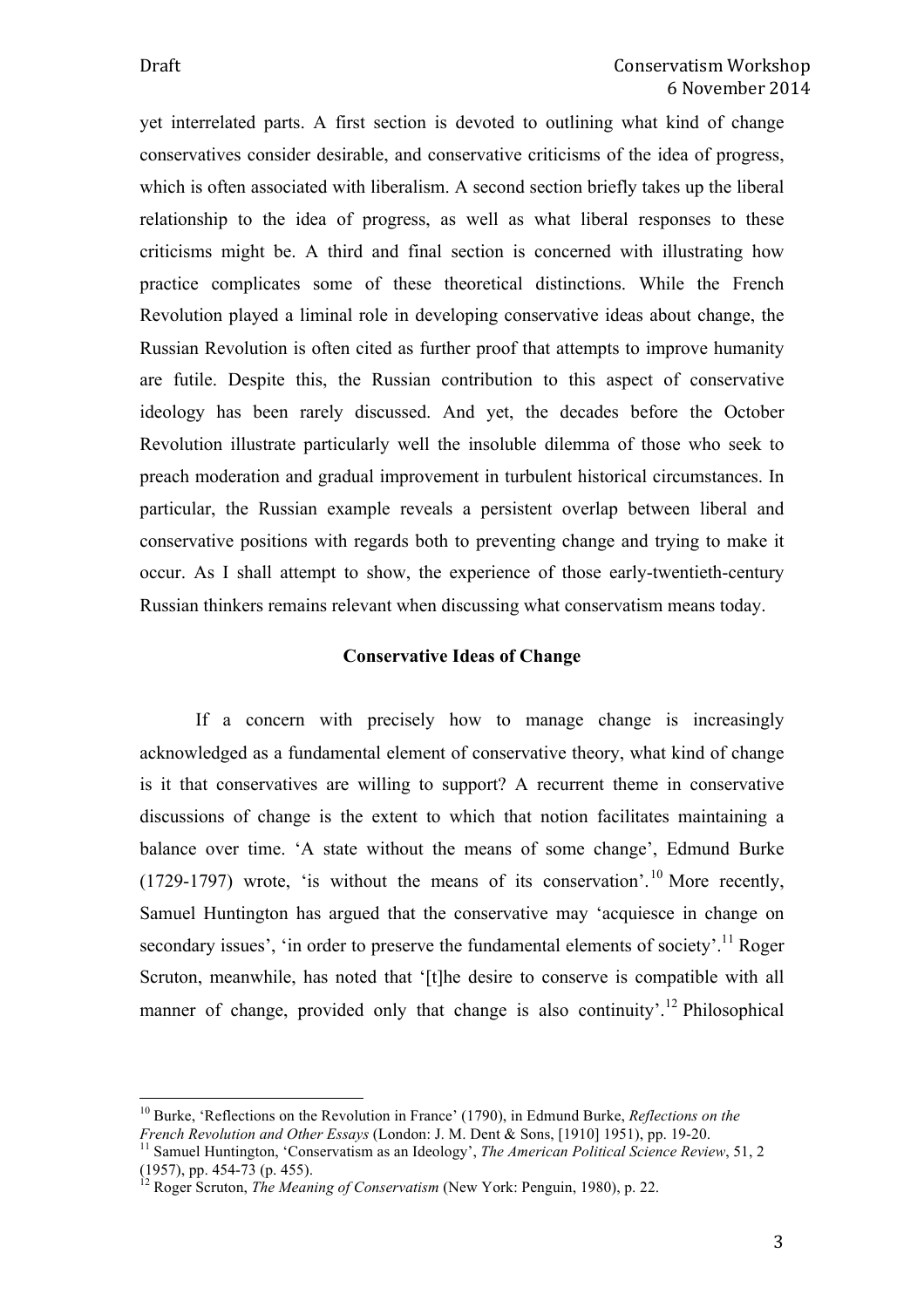yet interrelated parts. A first section is devoted to outlining what kind of change conservatives consider desirable, and conservative criticisms of the idea of progress, which is often associated with liberalism. A second section briefly takes up the liberal relationship to the idea of progress, as well as what liberal responses to these criticisms might be. A third and final section is concerned with illustrating how practice complicates some of these theoretical distinctions. While the French Revolution played a liminal role in developing conservative ideas about change, the Russian Revolution is often cited as further proof that attempts to improve humanity are futile. Despite this, the Russian contribution to this aspect of conservative ideology has been rarely discussed. And yet, the decades before the October Revolution illustrate particularly well the insoluble dilemma of those who seek to preach moderation and gradual improvement in turbulent historical circumstances. In particular, the Russian example reveals a persistent overlap between liberal and conservative positions with regards both to preventing change and trying to make it occur. As I shall attempt to show, the experience of those early-twentieth-century Russian thinkers remains relevant when discussing what conservatism means today.

## Conservative Ideas of Change

If a concern with precisely how to manage change is increasingly acknowledged as a fundamental element of conservative theory, what kind of change is it that conservatives are willing to support? A recurrent theme in conservative discussions of change is the extent to which that notion facilitates maintaining a balance over time. 'A state without the means of some change', Edmund Burke (1729-1797) wrote, 'is without the means of its conservation'.[10] More recently, Samuel Huntington has argued that the conservative may 'acquiesce in change on secondary issues', 'in order to preserve the fundamental elements of society'.[11] Roger Scruton, meanwhile, has noted that '[t]he desire to conserve is compatible with all manner of change, provided only that change is also continuity'.[12] Philosophical

---

[10] Burke, 'Reflections on the Revolution in France' (1790), in Edmund Burke, *Reflections on the French Revolution and Other Essays* (London: J. M. Dent & Sons, [1910] 1951), pp. 19-20.

[11] Samuel Huntington, 'Conservatism as an Ideology', *The American Political Science Review*, 51, 2 (1957), pp. 454-73 (p. 455).

[12] Roger Scruton, *The Meaning of Conservatism* (New York: Penguin, 1980), p. 22.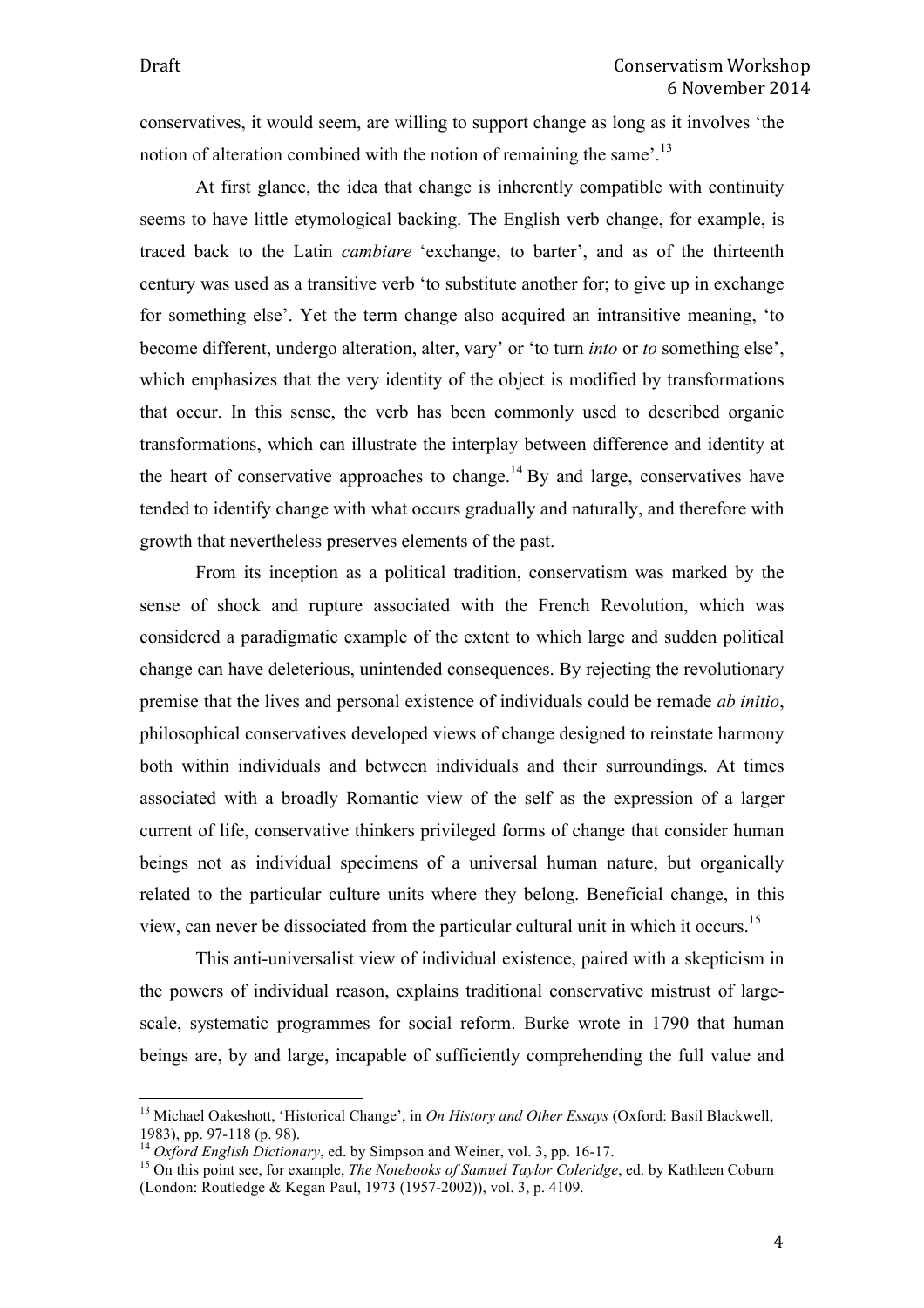conservatives, it would seem, are willing to support change as long as it involves 'the notion of alteration combined with the notion of remaining the same'.[13]

At first glance, the idea that change is inherently compatible with continuity seems to have little etymological backing. The English verb change, for example, is traced back to the Latin *cambiare* 'exchange, to barter', and as of the thirteenth century was used as a transitive verb 'to substitute another for; to give up in exchange for something else'. Yet the term change also acquired an intransitive meaning, 'to become different, undergo alteration, alter, vary' or 'to turn *into* or *to* something else', which emphasizes that the very identity of the object is modified by transformations that occur. In this sense, the verb has been commonly used to described organic transformations, which can illustrate the interplay between difference and identity at the heart of conservative approaches to change.[14] By and large, conservatives have tended to identify change with what occurs gradually and naturally, and therefore with growth that nevertheless preserves elements of the past.

From its inception as a political tradition, conservatism was marked by the sense of shock and rupture associated with the French Revolution, which was considered a paradigmatic example of the extent to which large and sudden political change can have deleterious, unintended consequences. By rejecting the revolutionary premise that the lives and personal existence of individuals could be remade *ab initio*, philosophical conservatives developed views of change designed to reinstate harmony both within individuals and between individuals and their surroundings. At times associated with a broadly Romantic view of the self as the expression of a larger current of life, conservative thinkers privileged forms of change that consider human beings not as individual specimens of a universal human nature, but organically related to the particular culture units where they belong. Beneficial change, in this view, can never be dissociated from the particular cultural unit in which it occurs.[15]

This anti-universalist view of individual existence, paired with a skepticism in the powers of individual reason, explains traditional conservative mistrust of large-scale, systematic programmes for social reform. Burke wrote in 1790 that human beings are, by and large, incapable of sufficiently comprehending the full value and

---

[13] Michael Oakeshott, 'Historical Change', in *On History and Other Essays* (Oxford: Basil Blackwell, 1983), pp. 97-118 (p. 98).

[14] *Oxford English Dictionary*, ed. by Simpson and Weiner, vol. 3, pp. 16-17.

[15] On this point see, for example, *The Notebooks of Samuel Taylor Coleridge*, ed. by Kathleen Coburn (London: Routledge & Kegan Paul, 1973 (1957-2002)), vol. 3, p. 4109.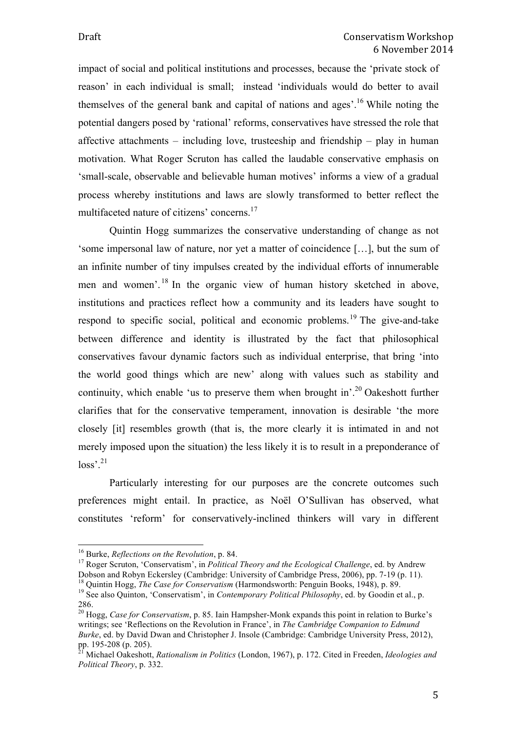impact of social and political institutions and processes, because the 'private stock of reason' in each individual is small; instead 'individuals would do better to avail themselves of the general bank and capital of nations and ages'.[16] While noting the potential dangers posed by 'rational' reforms, conservatives have stressed the role that affective attachments – including love, trusteeship and friendship – play in human motivation. What Roger Scruton has called the laudable conservative emphasis on 'small-scale, observable and believable human motives' informs a view of a gradual process whereby institutions and laws are slowly transformed to better reflect the multifaceted nature of citizens' concerns.[17]

Quintin Hogg summarizes the conservative understanding of change as not 'some impersonal law of nature, nor yet a matter of coincidence […], but the sum of an infinite number of tiny impulses created by the individual efforts of innumerable men and women'.[18] In the organic view of human history sketched in above, institutions and practices reflect how a community and its leaders have sought to respond to specific social, political and economic problems.[19] The give-and-take between difference and identity is illustrated by the fact that philosophical conservatives favour dynamic factors such as individual enterprise, that bring 'into the world good things which are new' along with values such as stability and continuity, which enable 'us to preserve them when brought in'.[20] Oakeshott further clarifies that for the conservative temperament, innovation is desirable 'the more closely [it] resembles growth (that is, the more clearly it is intimated in and not merely imposed upon the situation) the less likely it is to result in a preponderance of loss'.[21]

Particularly interesting for our purposes are the concrete outcomes such preferences might entail. In practice, as Noël O'Sullivan has observed, what constitutes 'reform' for conservatively-inclined thinkers will vary in different

---

[16] Burke, *Reflections on the Revolution*, p. 84.

[17] Roger Scruton, 'Conservatism', in *Political Theory and the Ecological Challenge*, ed. by Andrew Dobson and Robyn Eckersley (Cambridge: University of Cambridge Press, 2006), pp. 7-19 (p. 11).

[18] Quintin Hogg, *The Case for Conservatism* (Harmondsworth: Penguin Books, 1948), p. 89.

[19] See also Quinton, 'Conservatism', in *Contemporary Political Philosophy*, ed. by Goodin et al., p. 286.

[20] Hogg, *Case for Conservatism*, p. 85. Iain Hampsher-Monk expands this point in relation to Burke's writings; see 'Reflections on the Revolution in France', in *The Cambridge Companion to Edmund Burke*, ed. by David Dwan and Christopher J. Insole (Cambridge: Cambridge University Press, 2012), pp. 195-208 (p. 205).

[21] Michael Oakeshott, *Rationalism in Politics* (London, 1967), p. 172. Cited in Freeden, *Ideologies and Political Theory*, p. 332.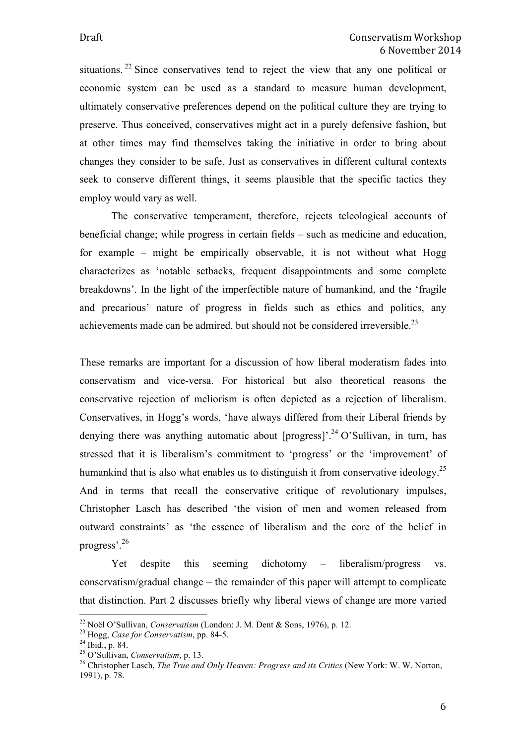situations.[22] Since conservatives tend to reject the view that any one political or economic system can be used as a standard to measure human development, ultimately conservative preferences depend on the political culture they are trying to preserve. Thus conceived, conservatives might act in a purely defensive fashion, but at other times may find themselves taking the initiative in order to bring about changes they consider to be safe. Just as conservatives in different cultural contexts seek to conserve different things, it seems plausible that the specific tactics they employ would vary as well.

The conservative temperament, therefore, rejects teleological accounts of beneficial change; while progress in certain fields – such as medicine and education, for example – might be empirically observable, it is not without what Hogg characterizes as 'notable setbacks, frequent disappointments and some complete breakdowns'. In the light of the imperfectible nature of humankind, and the 'fragile and precarious' nature of progress in fields such as ethics and politics, any achievements made can be admired, but should not be considered irreversible.[23]

These remarks are important for a discussion of how liberal moderatism fades into conservatism and vice-versa. For historical but also theoretical reasons the conservative rejection of meliorism is often depicted as a rejection of liberalism. Conservatives, in Hogg's words, 'have always differed from their Liberal friends by denying there was anything automatic about [progress]'.[24] O'Sullivan, in turn, has stressed that it is liberalism's commitment to 'progress' or the 'improvement' of humankind that is also what enables us to distinguish it from conservative ideology.[25] And in terms that recall the conservative critique of revolutionary impulses, Christopher Lasch has described 'the vision of men and women released from outward constraints' as 'the essence of liberalism and the core of the belief in progress'.[26]

Yet despite this seeming dichotomy – liberalism/progress vs. conservatism/gradual change – the remainder of this paper will attempt to complicate that distinction. Part 2 discusses briefly why liberal views of change are more varied

---

[22] Noël O'Sullivan, *Conservatism* (London: J. M. Dent & Sons, 1976), p. 12.
[23] Hogg, *Case for Conservatism*, pp. 84-5.
[24] Ibid., p. 84.
[25] O'Sullivan, *Conservatism*, p. 13.
[26] Christopher Lasch, *The True and Only Heaven: Progress and its Critics* (New York: W. W. Norton, 1991), p. 78.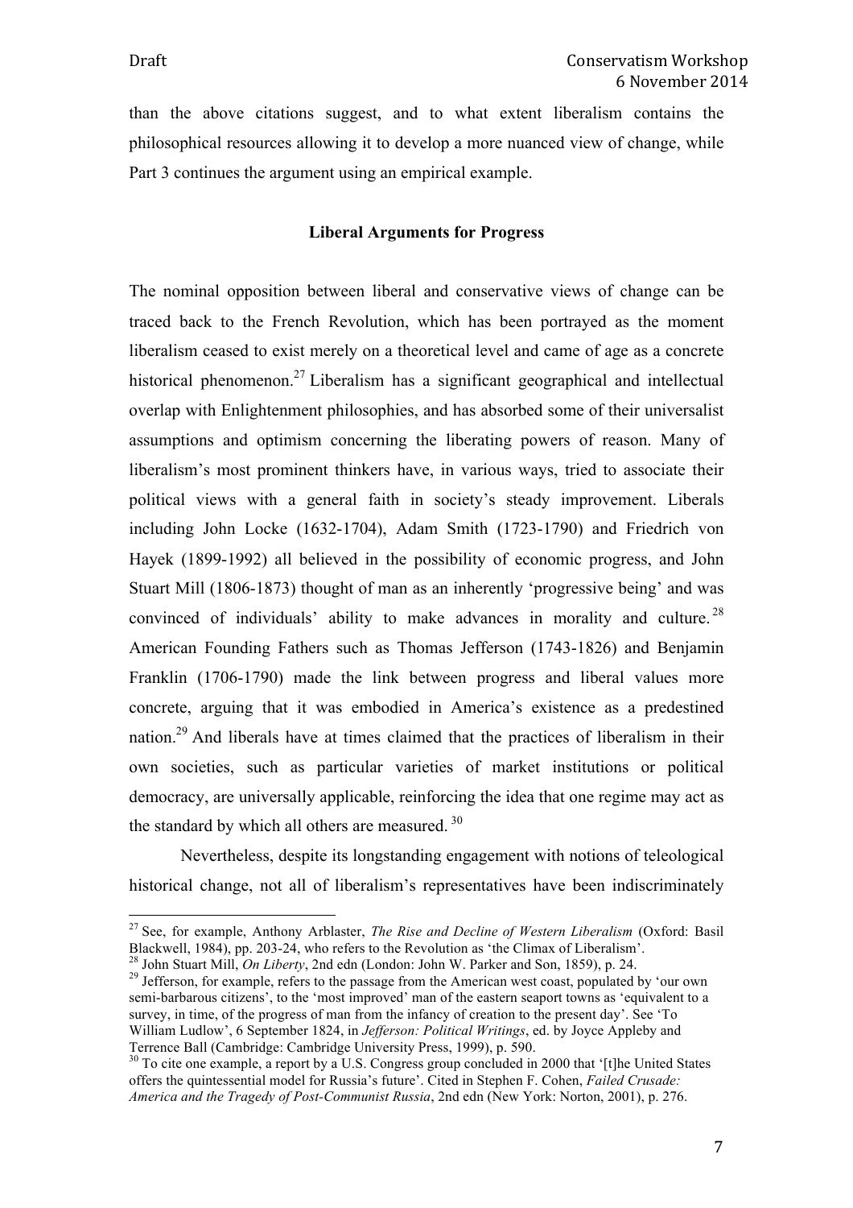than the above citations suggest, and to what extent liberalism contains the philosophical resources allowing it to develop a more nuanced view of change, while Part 3 continues the argument using an empirical example.

**Liberal Arguments for Progress**

The nominal opposition between liberal and conservative views of change can be traced back to the French Revolution, which has been portrayed as the moment liberalism ceased to exist merely on a theoretical level and came of age as a concrete historical phenomenon.[27] Liberalism has a significant geographical and intellectual overlap with Enlightenment philosophies, and has absorbed some of their universalist assumptions and optimism concerning the liberating powers of reason. Many of liberalism's most prominent thinkers have, in various ways, tried to associate their political views with a general faith in society's steady improvement. Liberals including John Locke (1632-1704), Adam Smith (1723-1790) and Friedrich von Hayek (1899-1992) all believed in the possibility of economic progress, and John Stuart Mill (1806-1873) thought of man as an inherently 'progressive being' and was convinced of individuals' ability to make advances in morality and culture.[28] American Founding Fathers such as Thomas Jefferson (1743-1826) and Benjamin Franklin (1706-1790) made the link between progress and liberal values more concrete, arguing that it was embodied in America's existence as a predestined nation.[29] And liberals have at times claimed that the practices of liberalism in their own societies, such as particular varieties of market institutions or political democracy, are universally applicable, reinforcing the idea that one regime may act as the standard by which all others are measured.[30]

Nevertheless, despite its longstanding engagement with notions of teleological historical change, not all of liberalism's representatives have been indiscriminately

---

[27] See, for example, Anthony Arblaster, *The Rise and Decline of Western Liberalism* (Oxford: Basil Blackwell, 1984), pp. 203-24, who refers to the Revolution as 'the Climax of Liberalism'.

[28] John Stuart Mill, *On Liberty*, 2nd edn (London: John W. Parker and Son, 1859), p. 24.

[29] Jefferson, for example, refers to the passage from the American west coast, populated by 'our own semi-barbarous citizens', to the 'most improved' man of the eastern seaport towns as 'equivalent to a survey, in time, of the progress of man from the infancy of creation to the present day'. See 'To William Ludlow', 6 September 1824, in *Jefferson: Political Writings*, ed. by Joyce Appleby and Terrence Ball (Cambridge: Cambridge University Press, 1999), p. 590.

[30] To cite one example, a report by a U.S. Congress group concluded in 2000 that '[t]he United States offers the quintessential model for Russia's future'. Cited in Stephen F. Cohen, *Failed Crusade: America and the Tragedy of Post-Communist Russia*, 2nd edn (New York: Norton, 2001), p. 276.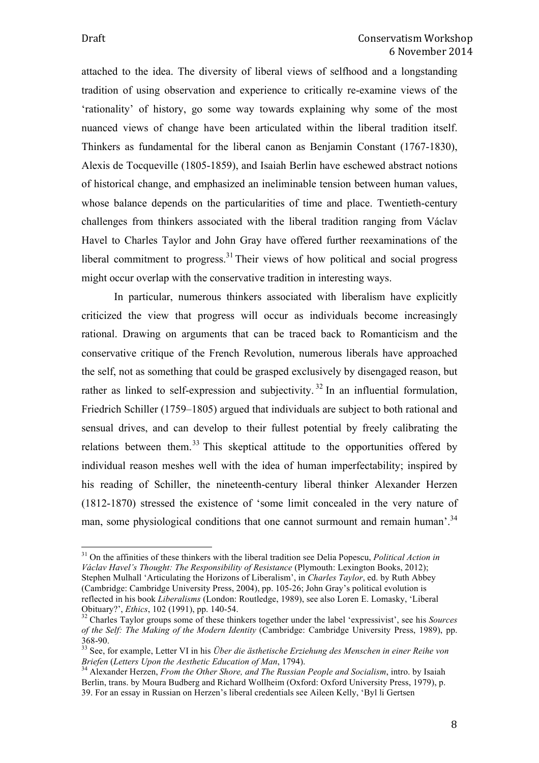attached to the idea. The diversity of liberal views of selfhood and a longstanding tradition of using observation and experience to critically re-examine views of the 'rationality' of history, go some way towards explaining why some of the most nuanced views of change have been articulated within the liberal tradition itself. Thinkers as fundamental for the liberal canon as Benjamin Constant (1767-1830), Alexis de Tocqueville (1805-1859), and Isaiah Berlin have eschewed abstract notions of historical change, and emphasized an ineliminable tension between human values, whose balance depends on the particularities of time and place. Twentieth-century challenges from thinkers associated with the liberal tradition ranging from Václav Havel to Charles Taylor and John Gray have offered further reexaminations of the liberal commitment to progress.[31] Their views of how political and social progress might occur overlap with the conservative tradition in interesting ways.

In particular, numerous thinkers associated with liberalism have explicitly criticized the view that progress will occur as individuals become increasingly rational. Drawing on arguments that can be traced back to Romanticism and the conservative critique of the French Revolution, numerous liberals have approached the self, not as something that could be grasped exclusively by disengaged reason, but rather as linked to self-expression and subjectivity.[32] In an influential formulation, Friedrich Schiller (1759–1805) argued that individuals are subject to both rational and sensual drives, and can develop to their fullest potential by freely calibrating the relations between them.[33] This skeptical attitude to the opportunities offered by individual reason meshes well with the idea of human imperfectability; inspired by his reading of Schiller, the nineteenth-century liberal thinker Alexander Herzen (1812-1870) stressed the existence of 'some limit concealed in the very nature of man, some physiological conditions that one cannot surmount and remain human'.[34]

---

[31] On the affinities of these thinkers with the liberal tradition see Delia Popescu, *Political Action in Václav Havel's Thought: The Responsibility of Resistance* (Plymouth: Lexington Books, 2012); Stephen Mulhall 'Articulating the Horizons of Liberalism', in *Charles Taylor*, ed. by Ruth Abbey (Cambridge: Cambridge University Press, 2004), pp. 105-26; John Gray's political evolution is reflected in his book *Liberalisms* (London: Routledge, 1989), see also Loren E. Lomasky, 'Liberal Obituary?', *Ethics*, 102 (1991), pp. 140-54.

[32] Charles Taylor groups some of these thinkers together under the label 'expressivist', see his *Sources of the Self: The Making of the Modern Identity* (Cambridge: Cambridge University Press, 1989), pp. 368-90.

[33] See, for example, Letter VI in his *Über die ästhetische Erziehung des Menschen in einer Reihe von Briefen* (*Letters Upon the Aesthetic Education of Man*, 1794).

[34] Alexander Herzen, *From the Other Shore, and The Russian People and Socialism*, intro. by Isaiah Berlin, trans. by Moura Budberg and Richard Wollheim (Oxford: Oxford University Press, 1979), p. 39. For an essay in Russian on Herzen's liberal credentials see Aileen Kelly, 'Byl li Gertsen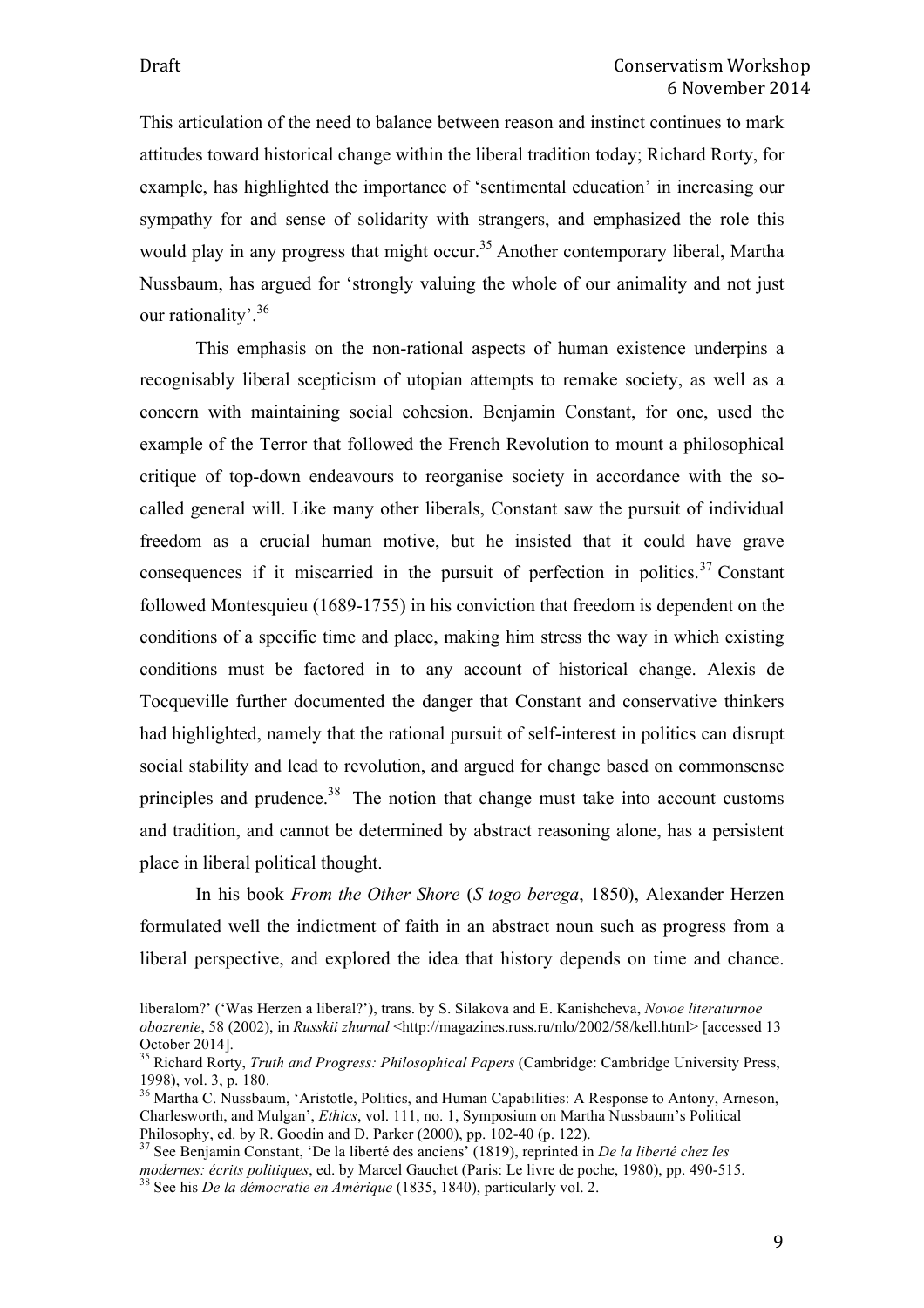This articulation of the need to balance between reason and instinct continues to mark attitudes toward historical change within the liberal tradition today; Richard Rorty, for example, has highlighted the importance of 'sentimental education' in increasing our sympathy for and sense of solidarity with strangers, and emphasized the role this would play in any progress that might occur.[35] Another contemporary liberal, Martha Nussbaum, has argued for 'strongly valuing the whole of our animality and not just our rationality'.[36]

This emphasis on the non-rational aspects of human existence underpins a recognisably liberal scepticism of utopian attempts to remake society, as well as a concern with maintaining social cohesion. Benjamin Constant, for one, used the example of the Terror that followed the French Revolution to mount a philosophical critique of top-down endeavours to reorganise society in accordance with the so-called general will. Like many other liberals, Constant saw the pursuit of individual freedom as a crucial human motive, but he insisted that it could have grave consequences if it miscarried in the pursuit of perfection in politics.[37] Constant followed Montesquieu (1689-1755) in his conviction that freedom is dependent on the conditions of a specific time and place, making him stress the way in which existing conditions must be factored in to any account of historical change. Alexis de Tocqueville further documented the danger that Constant and conservative thinkers had highlighted, namely that the rational pursuit of self-interest in politics can disrupt social stability and lead to revolution, and argued for change based on commonsense principles and prudence.[38] The notion that change must take into account customs and tradition, and cannot be determined by abstract reasoning alone, has a persistent place in liberal political thought.

In his book *From the Other Shore* (*S togo berega*, 1850), Alexander Herzen formulated well the indictment of faith in an abstract noun such as progress from a liberal perspective, and explored the idea that history depends on time and chance.

---

liberalom?' ('Was Herzen a liberal?'), trans. by S. Silakova and E. Kanishcheva, *Novoe literaturnoe obozrenie*, 58 (2002), in *Russkii zhurnal* <http://magazines.russ.ru/nlo/2002/58/kell.html> [accessed 13 October 2014].

[35] Richard Rorty, *Truth and Progress: Philosophical Papers* (Cambridge: Cambridge University Press, 1998), vol. 3, p. 180.

[36] Martha C. Nussbaum, 'Aristotle, Politics, and Human Capabilities: A Response to Antony, Arneson, Charlesworth, and Mulgan', *Ethics*, vol. 111, no. 1, Symposium on Martha Nussbaum's Political Philosophy, ed. by R. Goodin and D. Parker (2000), pp. 102-40 (p. 122).

[37] See Benjamin Constant, 'De la liberté des anciens' (1819), reprinted in *De la liberté chez les modernes: écrits politiques*, ed. by Marcel Gauchet (Paris: Le livre de poche, 1980), pp. 490-515.

[38] See his *De la démocratie en Amérique* (1835, 1840), particularly vol. 2.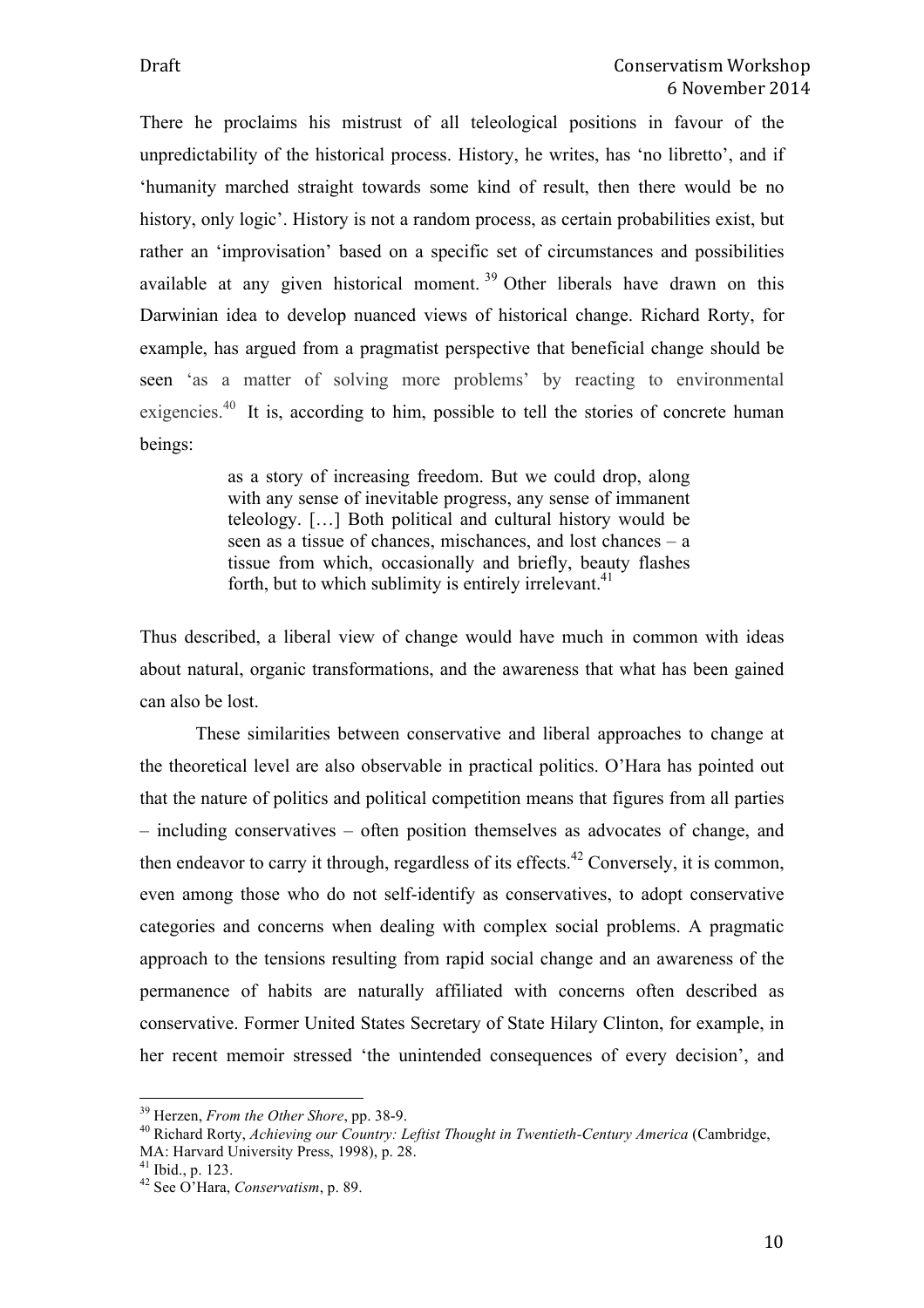There he proclaims his mistrust of all teleological positions in favour of the unpredictability of the historical process. History, he writes, has 'no libretto', and if 'humanity marched straight towards some kind of result, then there would be no history, only logic'. History is not a random process, as certain probabilities exist, but rather an 'improvisation' based on a specific set of circumstances and possibilities available at any given historical moment.[39] Other liberals have drawn on this Darwinian idea to develop nuanced views of historical change. Richard Rorty, for example, has argued from a pragmatist perspective that beneficial change should be seen 'as a matter of solving more problems' by reacting to environmental exigencies.[40] It is, according to him, possible to tell the stories of concrete human beings:

> as a story of increasing freedom. But we could drop, along with any sense of inevitable progress, any sense of immanent teleology. […] Both political and cultural history would be seen as a tissue of chances, mischances, and lost chances – a tissue from which, occasionally and briefly, beauty flashes forth, but to which sublimity is entirely irrelevant.[41]

Thus described, a liberal view of change would have much in common with ideas about natural, organic transformations, and the awareness that what has been gained can also be lost.

These similarities between conservative and liberal approaches to change at the theoretical level are also observable in practical politics. O'Hara has pointed out that the nature of politics and political competition means that figures from all parties – including conservatives – often position themselves as advocates of change, and then endeavor to carry it through, regardless of its effects.[42] Conversely, it is common, even among those who do not self-identify as conservatives, to adopt conservative categories and concerns when dealing with complex social problems. A pragmatic approach to the tensions resulting from rapid social change and an awareness of the permanence of habits are naturally affiliated with concerns often described as conservative. Former United States Secretary of State Hilary Clinton, for example, in her recent memoir stressed 'the unintended consequences of every decision', and

---

[39] Herzen, *From the Other Shore*, pp. 38-9.

[40] Richard Rorty, *Achieving our Country: Leftist Thought in Twentieth-Century America* (Cambridge, MA: Harvard University Press, 1998), p. 28.

[41] Ibid., p. 123.

[42] See O'Hara, *Conservatism*, p. 89.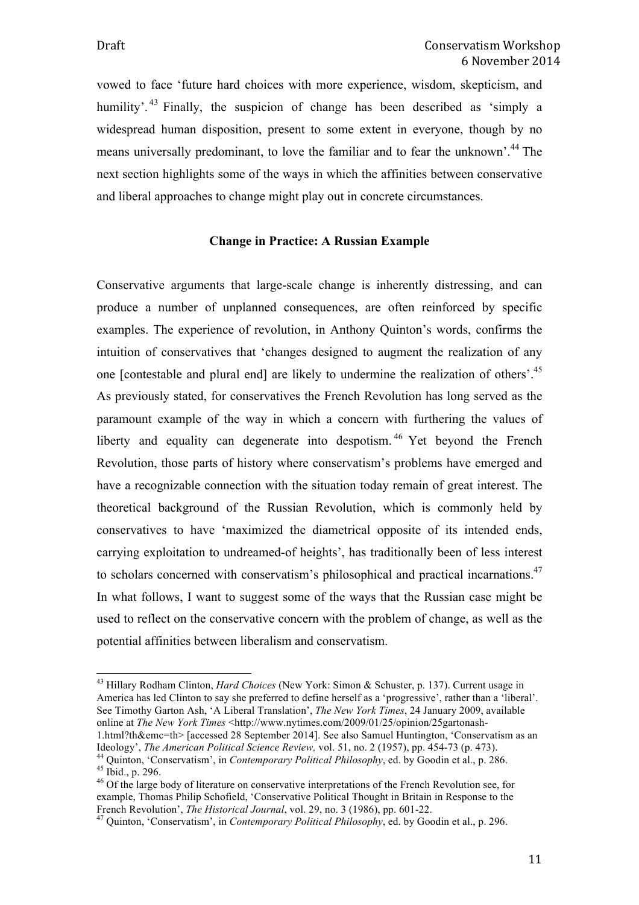vowed to face 'future hard choices with more experience, wisdom, skepticism, and humility'.[43] Finally, the suspicion of change has been described as 'simply a widespread human disposition, present to some extent in everyone, though by no means universally predominant, to love the familiar and to fear the unknown'.[44] The next section highlights some of the ways in which the affinities between conservative and liberal approaches to change might play out in concrete circumstances.

## Change in Practice: A Russian Example

Conservative arguments that large-scale change is inherently distressing, and can produce a number of unplanned consequences, are often reinforced by specific examples. The experience of revolution, in Anthony Quinton's words, confirms the intuition of conservatives that 'changes designed to augment the realization of any one [contestable and plural end] are likely to undermine the realization of others'.[45] As previously stated, for conservatives the French Revolution has long served as the paramount example of the way in which a concern with furthering the values of liberty and equality can degenerate into despotism.[46] Yet beyond the French Revolution, those parts of history where conservatism's problems have emerged and have a recognizable connection with the situation today remain of great interest. The theoretical background of the Russian Revolution, which is commonly held by conservatives to have 'maximized the diametrical opposite of its intended ends, carrying exploitation to undreamed-of heights', has traditionally been of less interest to scholars concerned with conservatism's philosophical and practical incarnations.[47] In what follows, I want to suggest some of the ways that the Russian case might be used to reflect on the conservative concern with the problem of change, as well as the potential affinities between liberalism and conservatism.

---

[43] Hillary Rodham Clinton, *Hard Choices* (New York: Simon & Schuster, p. 137). Current usage in America has led Clinton to say she preferred to define herself as a 'progressive', rather than a 'liberal'. See Timothy Garton Ash, 'A Liberal Translation', *The New York Times*, 24 January 2009, available online at *The New York Times* <http://www.nytimes.com/2009/01/25/opinion/25gartonash-1.html?th&emc=th> [accessed 28 September 2014]. See also Samuel Huntington, 'Conservatism as an Ideology', *The American Political Science Review,* vol. 51, no. 2 (1957), pp. 454-73 (p. 473).

[44] Quinton, 'Conservatism', in *Contemporary Political Philosophy*, ed. by Goodin et al., p. 286.

[45] Ibid., p. 296.

[46] Of the large body of literature on conservative interpretations of the French Revolution see, for example, Thomas Philip Schofield, 'Conservative Political Thought in Britain in Response to the French Revolution', *The Historical Journal*, vol. 29, no. 3 (1986), pp. 601-22.

[47] Quinton, 'Conservatism', in *Contemporary Political Philosophy*, ed. by Goodin et al., p. 296.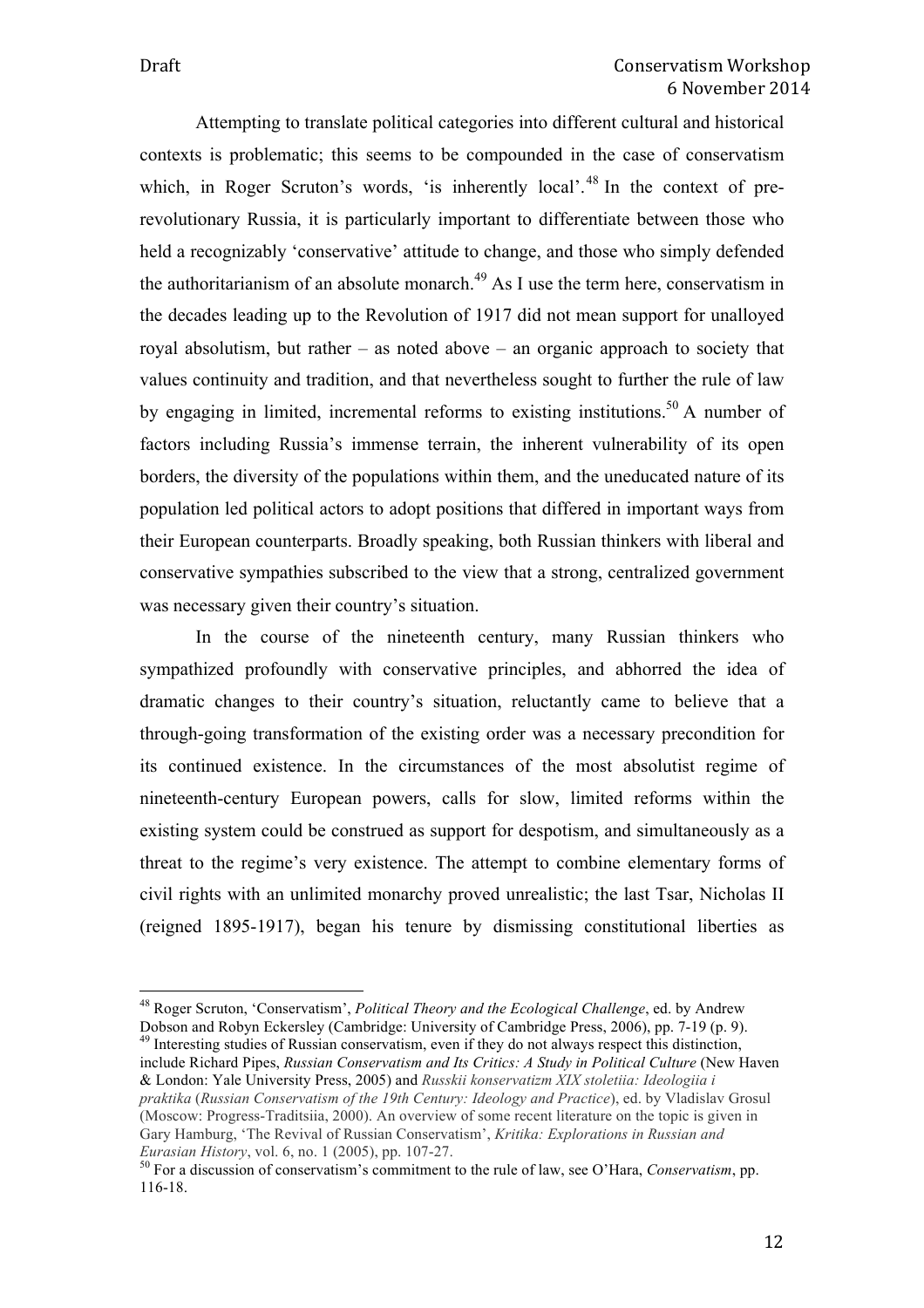Attempting to translate political categories into different cultural and historical contexts is problematic; this seems to be compounded in the case of conservatism which, in Roger Scruton's words, 'is inherently local'.[48] In the context of pre-revolutionary Russia, it is particularly important to differentiate between those who held a recognizably 'conservative' attitude to change, and those who simply defended the authoritarianism of an absolute monarch.[49] As I use the term here, conservatism in the decades leading up to the Revolution of 1917 did not mean support for unalloyed royal absolutism, but rather – as noted above – an organic approach to society that values continuity and tradition, and that nevertheless sought to further the rule of law by engaging in limited, incremental reforms to existing institutions.[50] A number of factors including Russia's immense terrain, the inherent vulnerability of its open borders, the diversity of the populations within them, and the uneducated nature of its population led political actors to adopt positions that differed in important ways from their European counterparts. Broadly speaking, both Russian thinkers with liberal and conservative sympathies subscribed to the view that a strong, centralized government was necessary given their country's situation.

In the course of the nineteenth century, many Russian thinkers who sympathized profoundly with conservative principles, and abhorred the idea of dramatic changes to their country's situation, reluctantly came to believe that a through-going transformation of the existing order was a necessary precondition for its continued existence. In the circumstances of the most absolutist regime of nineteenth-century European powers, calls for slow, limited reforms within the existing system could be construed as support for despotism, and simultaneously as a threat to the regime's very existence. The attempt to combine elementary forms of civil rights with an unlimited monarchy proved unrealistic; the last Tsar, Nicholas II (reigned 1895-1917), began his tenure by dismissing constitutional liberties as

---

[48] Roger Scruton, 'Conservatism', *Political Theory and the Ecological Challenge*, ed. by Andrew Dobson and Robyn Eckersley (Cambridge: University of Cambridge Press, 2006), pp. 7-19 (p. 9).

[49] Interesting studies of Russian conservatism, even if they do not always respect this distinction, include Richard Pipes, *Russian Conservatism and Its Critics: A Study in Political Culture* (New Haven & London: Yale University Press, 2005) and *Russkii konservatizm XIX stoletiia: Ideologiia i praktika* (*Russian Conservatism of the 19th Century: Ideology and Practice*), ed. by Vladislav Grosul (Moscow: Progress-Traditsiia, 2000). An overview of some recent literature on the topic is given in Gary Hamburg, 'The Revival of Russian Conservatism', *Kritika: Explorations in Russian and Eurasian History*, vol. 6, no. 1 (2005), pp. 107-27.

[50] For a discussion of conservatism's commitment to the rule of law, see O'Hara, *Conservatism*, pp. 116-18.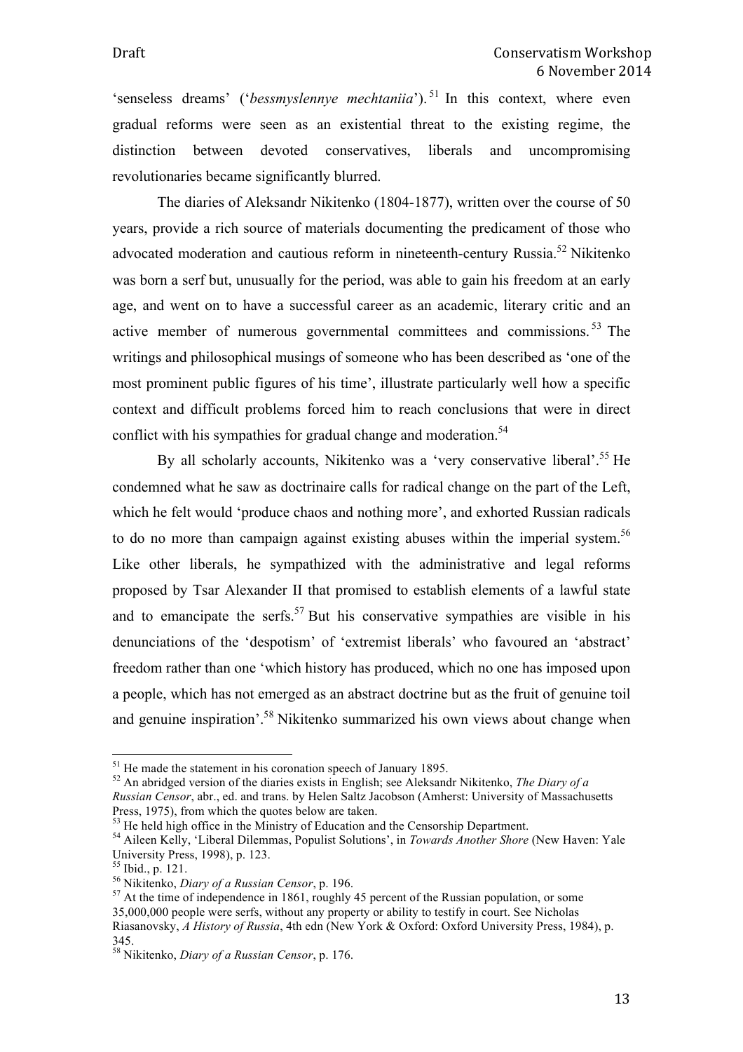'senseless dreams' ('*bessmyslennye mechtaniia*').[51] In this context, where even gradual reforms were seen as an existential threat to the existing regime, the distinction between devoted conservatives, liberals and uncompromising revolutionaries became significantly blurred.

The diaries of Aleksandr Nikitenko (1804-1877), written over the course of 50 years, provide a rich source of materials documenting the predicament of those who advocated moderation and cautious reform in nineteenth-century Russia.[52] Nikitenko was born a serf but, unusually for the period, was able to gain his freedom at an early age, and went on to have a successful career as an academic, literary critic and an active member of numerous governmental committees and commissions.[53] The writings and philosophical musings of someone who has been described as 'one of the most prominent public figures of his time', illustrate particularly well how a specific context and difficult problems forced him to reach conclusions that were in direct conflict with his sympathies for gradual change and moderation.[54]

By all scholarly accounts, Nikitenko was a 'very conservative liberal'.[55] He condemned what he saw as doctrinaire calls for radical change on the part of the Left, which he felt would 'produce chaos and nothing more', and exhorted Russian radicals to do no more than campaign against existing abuses within the imperial system.[56] Like other liberals, he sympathized with the administrative and legal reforms proposed by Tsar Alexander II that promised to establish elements of a lawful state and to emancipate the serfs.[57] But his conservative sympathies are visible in his denunciations of the 'despotism' of 'extremist liberals' who favoured an 'abstract' freedom rather than one 'which history has produced, which no one has imposed upon a people, which has not emerged as an abstract doctrine but as the fruit of genuine toil and genuine inspiration'.[58] Nikitenko summarized his own views about change when

---

[51] He made the statement in his coronation speech of January 1895.

[52] An abridged version of the diaries exists in English; see Aleksandr Nikitenko, *The Diary of a Russian Censor*, abr., ed. and trans. by Helen Saltz Jacobson (Amherst: University of Massachusetts Press, 1975), from which the quotes below are taken.

[53] He held high office in the Ministry of Education and the Censorship Department.

[54] Aileen Kelly, 'Liberal Dilemmas, Populist Solutions', in *Towards Another Shore* (New Haven: Yale University Press, 1998), p. 123.

[55] Ibid., p. 121.

[56] Nikitenko, *Diary of a Russian Censor*, p. 196.

[57] At the time of independence in 1861, roughly 45 percent of the Russian population, or some 35,000,000 people were serfs, without any property or ability to testify in court. See Nicholas Riasanovsky, *A History of Russia*, 4th edn (New York & Oxford: Oxford University Press, 1984), p. 345.

[58] Nikitenko, *Diary of a Russian Censor*, p. 176.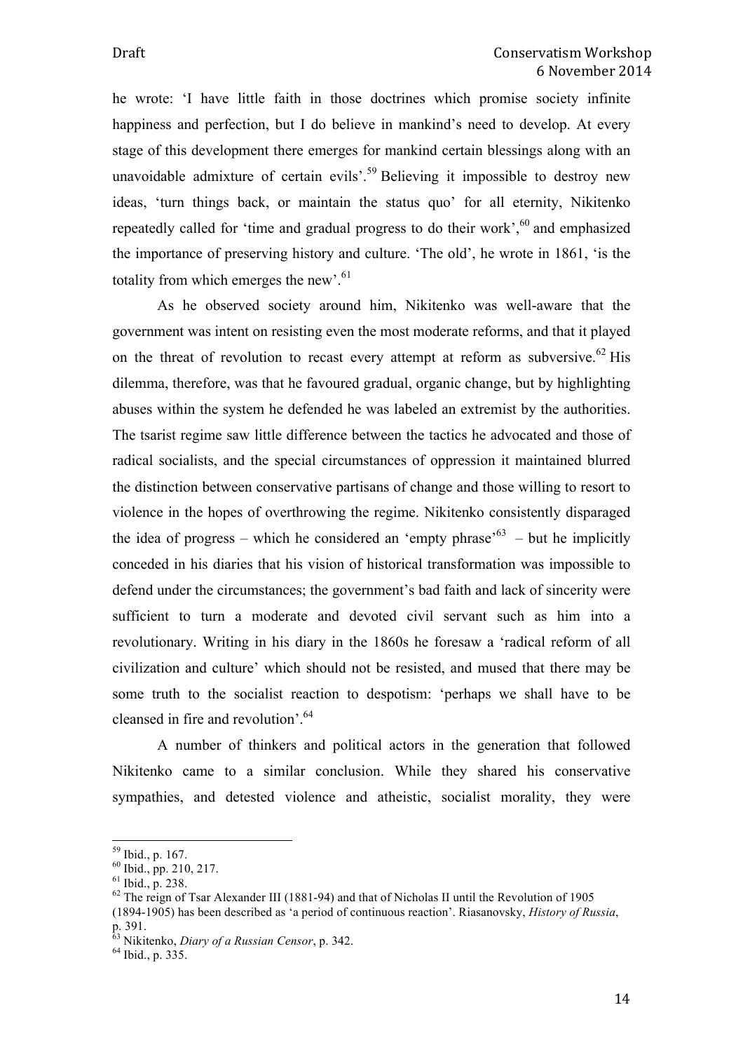he wrote: 'I have little faith in those doctrines which promise society infinite happiness and perfection, but I do believe in mankind's need to develop. At every stage of this development there emerges for mankind certain blessings along with an unavoidable admixture of certain evils'.[59] Believing it impossible to destroy new ideas, 'turn things back, or maintain the status quo' for all eternity, Nikitenko repeatedly called for 'time and gradual progress to do their work',[60] and emphasized the importance of preserving history and culture. 'The old', he wrote in 1861, 'is the totality from which emerges the new'.[61]

As he observed society around him, Nikitenko was well-aware that the government was intent on resisting even the most moderate reforms, and that it played on the threat of revolution to recast every attempt at reform as subversive.[62] His dilemma, therefore, was that he favoured gradual, organic change, but by highlighting abuses within the system he defended he was labeled an extremist by the authorities. The tsarist regime saw little difference between the tactics he advocated and those of radical socialists, and the special circumstances of oppression it maintained blurred the distinction between conservative partisans of change and those willing to resort to violence in the hopes of overthrowing the regime. Nikitenko consistently disparaged the idea of progress – which he considered an 'empty phrase'[63] – but he implicitly conceded in his diaries that his vision of historical transformation was impossible to defend under the circumstances; the government's bad faith and lack of sincerity were sufficient to turn a moderate and devoted civil servant such as him into a revolutionary. Writing in his diary in the 1860s he foresaw a 'radical reform of all civilization and culture' which should not be resisted, and mused that there may be some truth to the socialist reaction to despotism: 'perhaps we shall have to be cleansed in fire and revolution'.[64]

A number of thinkers and political actors in the generation that followed Nikitenko came to a similar conclusion. While they shared his conservative sympathies, and detested violence and atheistic, socialist morality, they were

---

[59] Ibid., p. 167.

[60] Ibid., pp. 210, 217.

[61] Ibid., p. 238.

[62] The reign of Tsar Alexander III (1881-94) and that of Nicholas II until the Revolution of 1905 (1894-1905) has been described as 'a period of continuous reaction'. Riasanovsky, *History of Russia*, p. 391.

[63] Nikitenko, *Diary of a Russian Censor*, p. 342.

[64] Ibid., p. 335.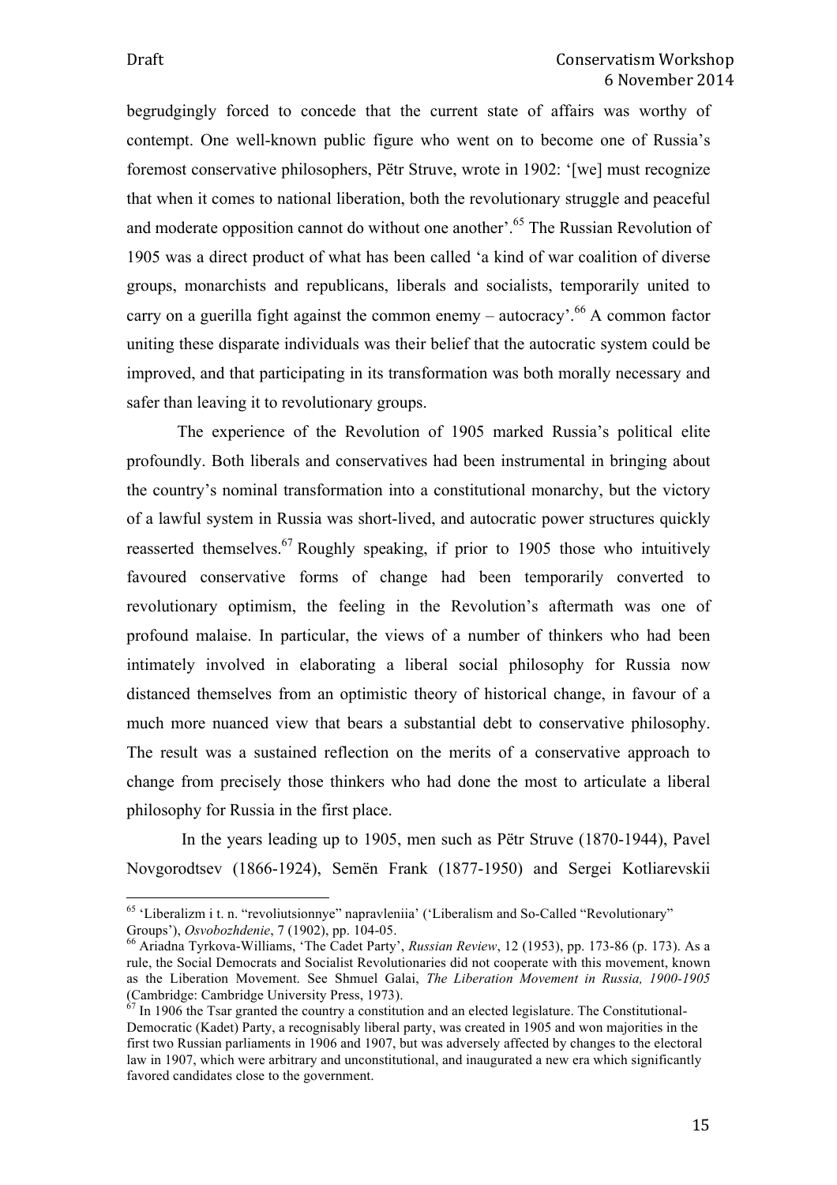begrudgingly forced to concede that the current state of affairs was worthy of contempt. One well-known public figure who went on to become one of Russia's foremost conservative philosophers, Pëtr Struve, wrote in 1902: '[we] must recognize that when it comes to national liberation, both the revolutionary struggle and peaceful and moderate opposition cannot do without one another'.[65] The Russian Revolution of 1905 was a direct product of what has been called 'a kind of war coalition of diverse groups, monarchists and republicans, liberals and socialists, temporarily united to carry on a guerilla fight against the common enemy – autocracy'.[66] A common factor uniting these disparate individuals was their belief that the autocratic system could be improved, and that participating in its transformation was both morally necessary and safer than leaving it to revolutionary groups.

The experience of the Revolution of 1905 marked Russia's political elite profoundly. Both liberals and conservatives had been instrumental in bringing about the country's nominal transformation into a constitutional monarchy, but the victory of a lawful system in Russia was short-lived, and autocratic power structures quickly reasserted themselves.[67] Roughly speaking, if prior to 1905 those who intuitively favoured conservative forms of change had been temporarily converted to revolutionary optimism, the feeling in the Revolution's aftermath was one of profound malaise. In particular, the views of a number of thinkers who had been intimately involved in elaborating a liberal social philosophy for Russia now distanced themselves from an optimistic theory of historical change, in favour of a much more nuanced view that bears a substantial debt to conservative philosophy. The result was a sustained reflection on the merits of a conservative approach to change from precisely those thinkers who had done the most to articulate a liberal philosophy for Russia in the first place.

In the years leading up to 1905, men such as Pëtr Struve (1870-1944), Pavel Novgorodtsev (1866-1924), Semën Frank (1877-1950) and Sergei Kotliarevskii

---

[65] 'Liberalizm i t. n. "revoliutsionnye" napravleniia' ('Liberalism and So-Called "Revolutionary" Groups'), *Osvobozhdenie*, 7 (1902), pp. 104-05.

[66] Ariadna Tyrkova-Williams, 'The Cadet Party', *Russian Review*, 12 (1953), pp. 173-86 (p. 173). As a rule, the Social Democrats and Socialist Revolutionaries did not cooperate with this movement, known as the Liberation Movement. See Shmuel Galai, *The Liberation Movement in Russia, 1900-1905* (Cambridge: Cambridge University Press, 1973).

[67] In 1906 the Tsar granted the country a constitution and an elected legislature. The Constitutional-Democratic (Kadet) Party, a recognisably liberal party, was created in 1905 and won majorities in the first two Russian parliaments in 1906 and 1907, but was adversely affected by changes to the electoral law in 1907, which were arbitrary and unconstitutional, and inaugurated a new era which significantly favored candidates close to the government.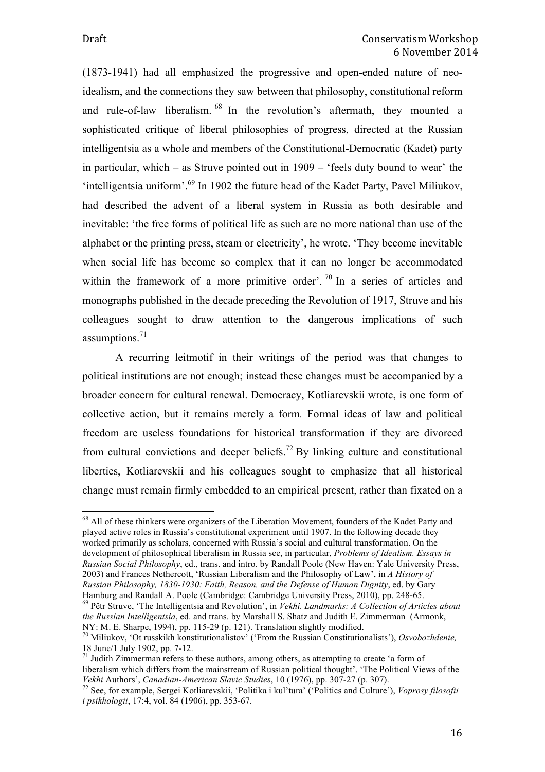(1873-1941) had all emphasized the progressive and open-ended nature of neo-idealism, and the connections they saw between that philosophy, constitutional reform and rule-of-law liberalism.[68] In the revolution's aftermath, they mounted a sophisticated critique of liberal philosophies of progress, directed at the Russian intelligentsia as a whole and members of the Constitutional-Democratic (Kadet) party in particular, which – as Struve pointed out in 1909 – 'feels duty bound to wear' the 'intelligentsia uniform'.[69] In 1902 the future head of the Kadet Party, Pavel Miliukov, had described the advent of a liberal system in Russia as both desirable and inevitable: 'the free forms of political life as such are no more national than use of the alphabet or the printing press, steam or electricity', he wrote. 'They become inevitable when social life has become so complex that it can no longer be accommodated within the framework of a more primitive order'.[70] In a series of articles and monographs published in the decade preceding the Revolution of 1917, Struve and his colleagues sought to draw attention to the dangerous implications of such assumptions.[71]

A recurring leitmotif in their writings of the period was that changes to political institutions are not enough; instead these changes must be accompanied by a broader concern for cultural renewal. Democracy, Kotliarevskii wrote, is one form of collective action, but it remains merely a form. Formal ideas of law and political freedom are useless foundations for historical transformation if they are divorced from cultural convictions and deeper beliefs.[72] By linking culture and constitutional liberties, Kotliarevskii and his colleagues sought to emphasize that all historical change must remain firmly embedded to an empirical present, rather than fixated on a

---

[68] All of these thinkers were organizers of the Liberation Movement, founders of the Kadet Party and played active roles in Russia's constitutional experiment until 1907. In the following decade they worked primarily as scholars, concerned with Russia's social and cultural transformation. On the development of philosophical liberalism in Russia see, in particular, *Problems of Idealism. Essays in Russian Social Philosophy*, ed., trans. and intro. by Randall Poole (New Haven: Yale University Press, 2003) and Frances Nethercott, 'Russian Liberalism and the Philosophy of Law', in *A History of Russian Philosophy, 1830-1930: Faith, Reason, and the Defense of Human Dignity*, ed. by Gary Hamburg and Randall A. Poole (Cambridge: Cambridge University Press, 2010), pp. 248-65.

[69] Pëtr Struve, 'The Intelligentsia and Revolution', in *Vekhi. Landmarks: A Collection of Articles about the Russian Intelligentsia*, ed. and trans. by Marshall S. Shatz and Judith E. Zimmerman (Armonk, NY: M. E. Sharpe, 1994), pp. 115-29 (p. 121). Translation slightly modified.

[70] Miliukov, 'Ot russkikh konstitutionalistov' ('From the Russian Constitutionalists'), *Osvobozhdenie,* 18 June/1 July 1902, pp. 7-12.

[71] Judith Zimmerman refers to these authors, among others, as attempting to create 'a form of liberalism which differs from the mainstream of Russian political thought'. 'The Political Views of the *Vekhi* Authors', *Canadian-American Slavic Studies*, 10 (1976), pp. 307-27 (p. 307).

[72] See, for example, Sergei Kotliarevskii, 'Politika i kul'tura' ('Politics and Culture'), *Voprosy filosofii i psikhologii*, 17:4, vol. 84 (1906), pp. 353-67.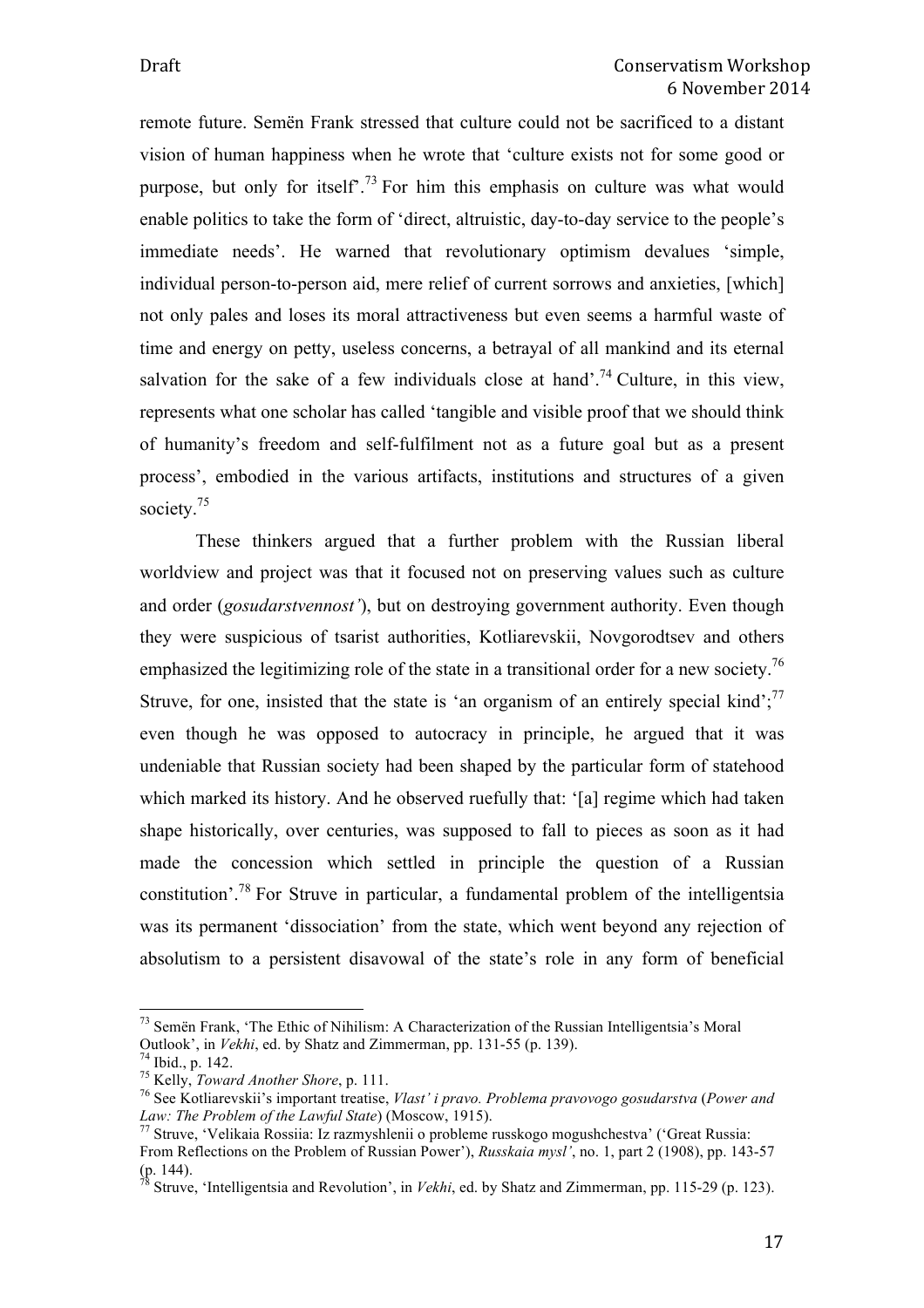remote future. Semën Frank stressed that culture could not be sacrificed to a distant vision of human happiness when he wrote that 'culture exists not for some good or purpose, but only for itself'.[73] For him this emphasis on culture was what would enable politics to take the form of 'direct, altruistic, day-to-day service to the people's immediate needs'. He warned that revolutionary optimism devalues 'simple, individual person-to-person aid, mere relief of current sorrows and anxieties, [which] not only pales and loses its moral attractiveness but even seems a harmful waste of time and energy on petty, useless concerns, a betrayal of all mankind and its eternal salvation for the sake of a few individuals close at hand'.[74] Culture, in this view, represents what one scholar has called 'tangible and visible proof that we should think of humanity's freedom and self-fulfilment not as a future goal but as a present process', embodied in the various artifacts, institutions and structures of a given society.[75]

These thinkers argued that a further problem with the Russian liberal worldview and project was that it focused not on preserving values such as culture and order (*gosudarstvennost'*), but on destroying government authority. Even though they were suspicious of tsarist authorities, Kotliarevskii, Novgorodtsev and others emphasized the legitimizing role of the state in a transitional order for a new society.[76] Struve, for one, insisted that the state is 'an organism of an entirely special kind';[77] even though he was opposed to autocracy in principle, he argued that it was undeniable that Russian society had been shaped by the particular form of statehood which marked its history. And he observed ruefully that: '[a] regime which had taken shape historically, over centuries, was supposed to fall to pieces as soon as it had made the concession which settled in principle the question of a Russian constitution'.[78] For Struve in particular, a fundamental problem of the intelligentsia was its permanent 'dissociation' from the state, which went beyond any rejection of absolutism to a persistent disavowal of the state's role in any form of beneficial

---

[73] Semën Frank, 'The Ethic of Nihilism: A Characterization of the Russian Intelligentsia's Moral Outlook', in *Vekhi*, ed. by Shatz and Zimmerman, pp. 131-55 (p. 139).

[74] Ibid., p. 142.

[75] Kelly, *Toward Another Shore*, p. 111.

[76] See Kotliarevskii's important treatise, *Vlast' i pravo. Problema pravovogo gosudarstva* (*Power and Law: The Problem of the Lawful State*) (Moscow, 1915).

[77] Struve, 'Velikaia Rossiia: Iz razmyshlenii o probleme russkogo mogushchestva' ('Great Russia: From Reflections on the Problem of Russian Power'), *Russkaia mysl'*, no. 1, part 2 (1908), pp. 143-57 (p. 144).

[78] Struve, 'Intelligentsia and Revolution', in *Vekhi*, ed. by Shatz and Zimmerman, pp. 115-29 (p. 123).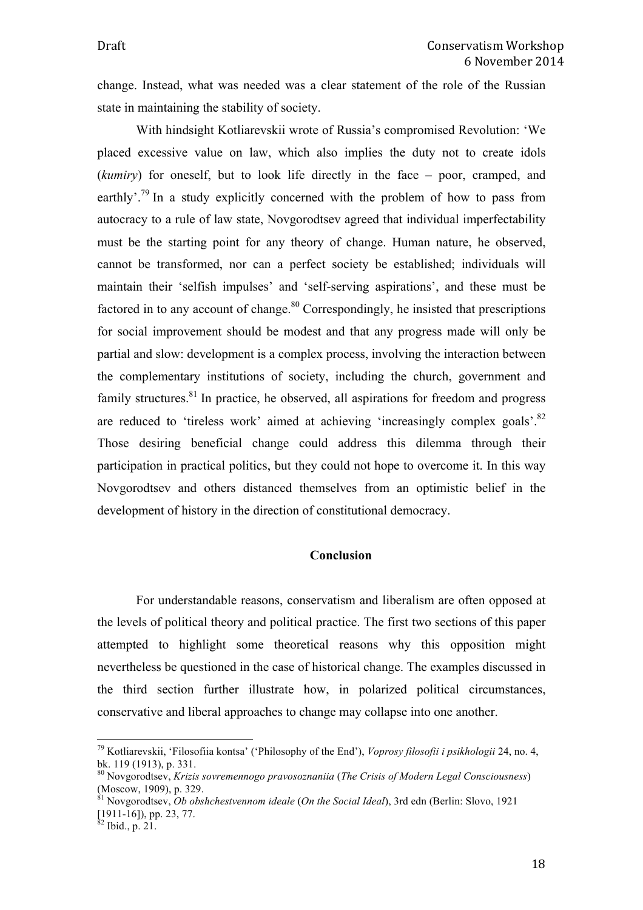change. Instead, what was needed was a clear statement of the role of the Russian state in maintaining the stability of society.

With hindsight Kotliarevskii wrote of Russia's compromised Revolution: 'We placed excessive value on law, which also implies the duty not to create idols (*kumiry*) for oneself, but to look life directly in the face – poor, cramped, and earthly'.[79] In a study explicitly concerned with the problem of how to pass from autocracy to a rule of law state, Novgorodtsev agreed that individual imperfectability must be the starting point for any theory of change. Human nature, he observed, cannot be transformed, nor can a perfect society be established; individuals will maintain their 'selfish impulses' and 'self-serving aspirations', and these must be factored in to any account of change.[80] Correspondingly, he insisted that prescriptions for social improvement should be modest and that any progress made will only be partial and slow: development is a complex process, involving the interaction between the complementary institutions of society, including the church, government and family structures.[81] In practice, he observed, all aspirations for freedom and progress are reduced to 'tireless work' aimed at achieving 'increasingly complex goals'.[82] Those desiring beneficial change could address this dilemma through their participation in practical politics, but they could not hope to overcome it. In this way Novgorodtsev and others distanced themselves from an optimistic belief in the development of history in the direction of constitutional democracy.

## Conclusion

For understandable reasons, conservatism and liberalism are often opposed at the levels of political theory and political practice. The first two sections of this paper attempted to highlight some theoretical reasons why this opposition might nevertheless be questioned in the case of historical change. The examples discussed in the third section further illustrate how, in polarized political circumstances, conservative and liberal approaches to change may collapse into one another.

---

[79] Kotliarevskii, 'Filosofiia kontsa' ('Philosophy of the End'), *Voprosy filosofii i psikhologii* 24, no. 4, bk. 119 (1913), p. 331.

[80] Novgorodtsev, *Krizis sovremennogo pravosoznaniia* (*The Crisis of Modern Legal Consciousness*) (Moscow, 1909), p. 329.

[81] Novgorodtsev, *Ob obshchestvennom ideale* (*On the Social Ideal*), 3rd edn (Berlin: Slovo, 1921 [1911-16]), pp. 23, 77.

[82] Ibid., p. 21.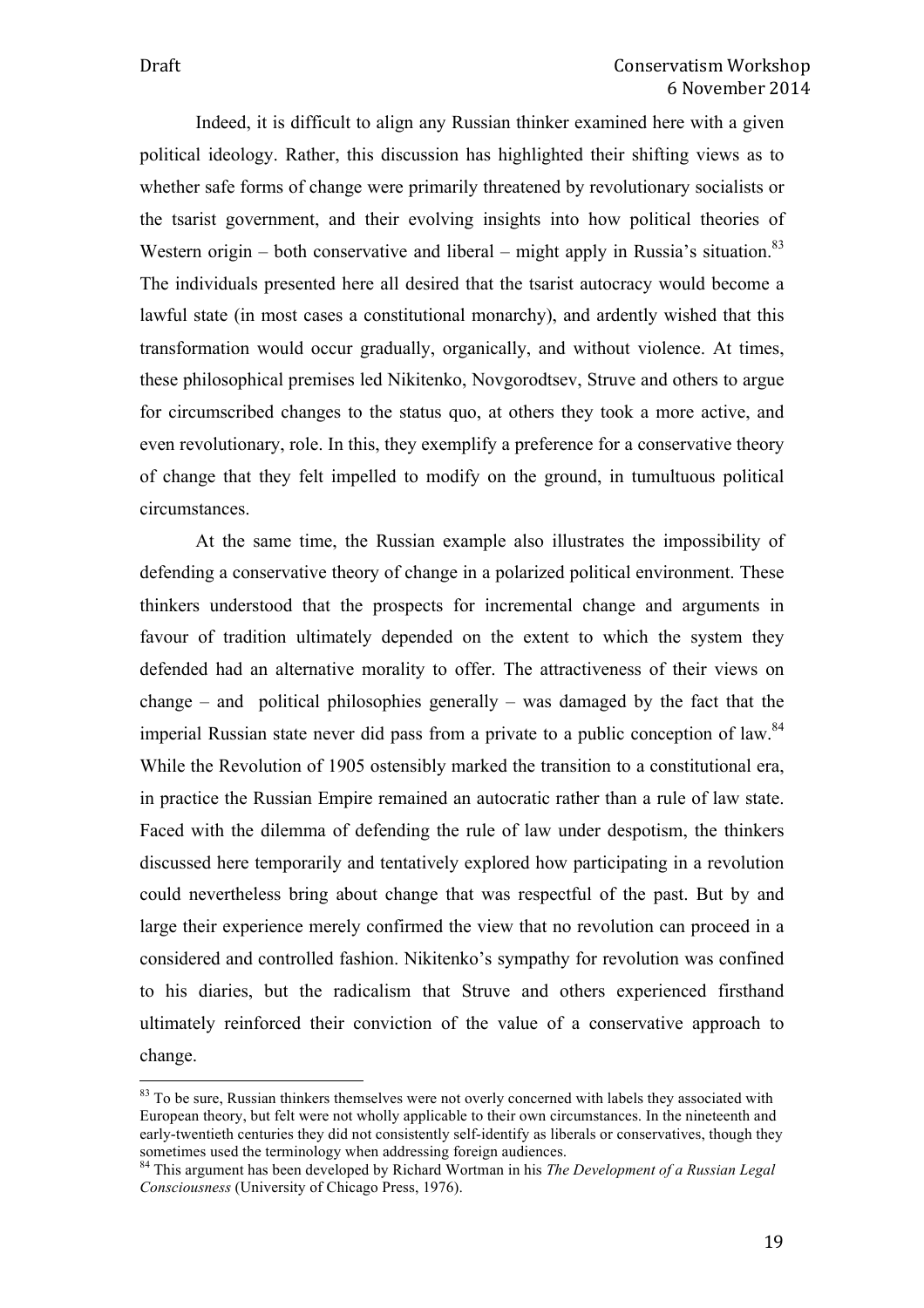Indeed, it is difficult to align any Russian thinker examined here with a given political ideology. Rather, this discussion has highlighted their shifting views as to whether safe forms of change were primarily threatened by revolutionary socialists or the tsarist government, and their evolving insights into how political theories of Western origin – both conservative and liberal – might apply in Russia's situation.[83] The individuals presented here all desired that the tsarist autocracy would become a lawful state (in most cases a constitutional monarchy), and ardently wished that this transformation would occur gradually, organically, and without violence. At times, these philosophical premises led Nikitenko, Novgorodtsev, Struve and others to argue for circumscribed changes to the status quo, at others they took a more active, and even revolutionary, role. In this, they exemplify a preference for a conservative theory of change that they felt impelled to modify on the ground, in tumultuous political circumstances.

At the same time, the Russian example also illustrates the impossibility of defending a conservative theory of change in a polarized political environment. These thinkers understood that the prospects for incremental change and arguments in favour of tradition ultimately depended on the extent to which the system they defended had an alternative morality to offer. The attractiveness of their views on change – and political philosophies generally – was damaged by the fact that the imperial Russian state never did pass from a private to a public conception of law.[84] While the Revolution of 1905 ostensibly marked the transition to a constitutional era, in practice the Russian Empire remained an autocratic rather than a rule of law state. Faced with the dilemma of defending the rule of law under despotism, the thinkers discussed here temporarily and tentatively explored how participating in a revolution could nevertheless bring about change that was respectful of the past. But by and large their experience merely confirmed the view that no revolution can proceed in a considered and controlled fashion. Nikitenko's sympathy for revolution was confined to his diaries, but the radicalism that Struve and others experienced firsthand ultimately reinforced their conviction of the value of a conservative approach to change.

[83] To be sure, Russian thinkers themselves were not overly concerned with labels they associated with European theory, but felt were not wholly applicable to their own circumstances. In the nineteenth and early-twentieth centuries they did not consistently self-identify as liberals or conservatives, though they sometimes used the terminology when addressing foreign audiences.

[84] This argument has been developed by Richard Wortman in his *The Development of a Russian Legal Consciousness* (University of Chicago Press, 1976).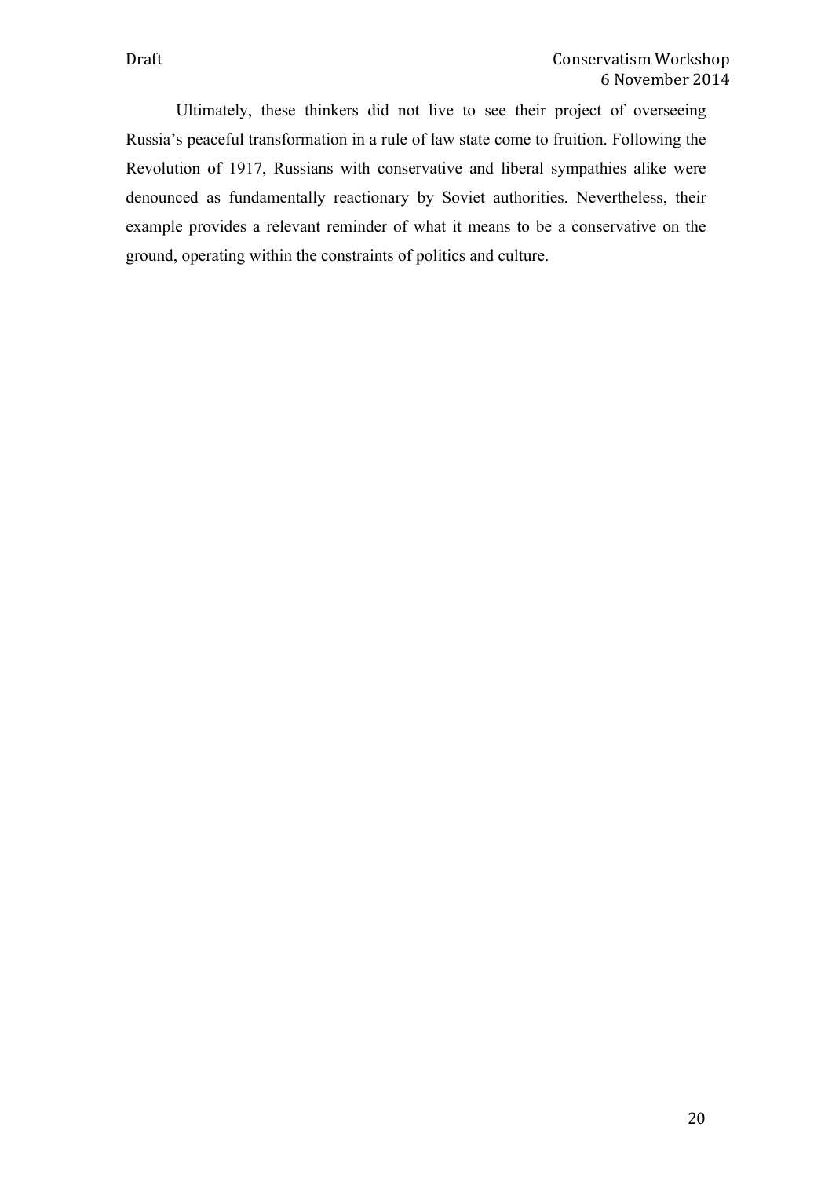Ultimately, these thinkers did not live to see their project of overseeing Russia's peaceful transformation in a rule of law state come to fruition. Following the Revolution of 1917, Russians with conservative and liberal sympathies alike were denounced as fundamentally reactionary by Soviet authorities. Nevertheless, their example provides a relevant reminder of what it means to be a conservative on the ground, operating within the constraints of politics and culture.